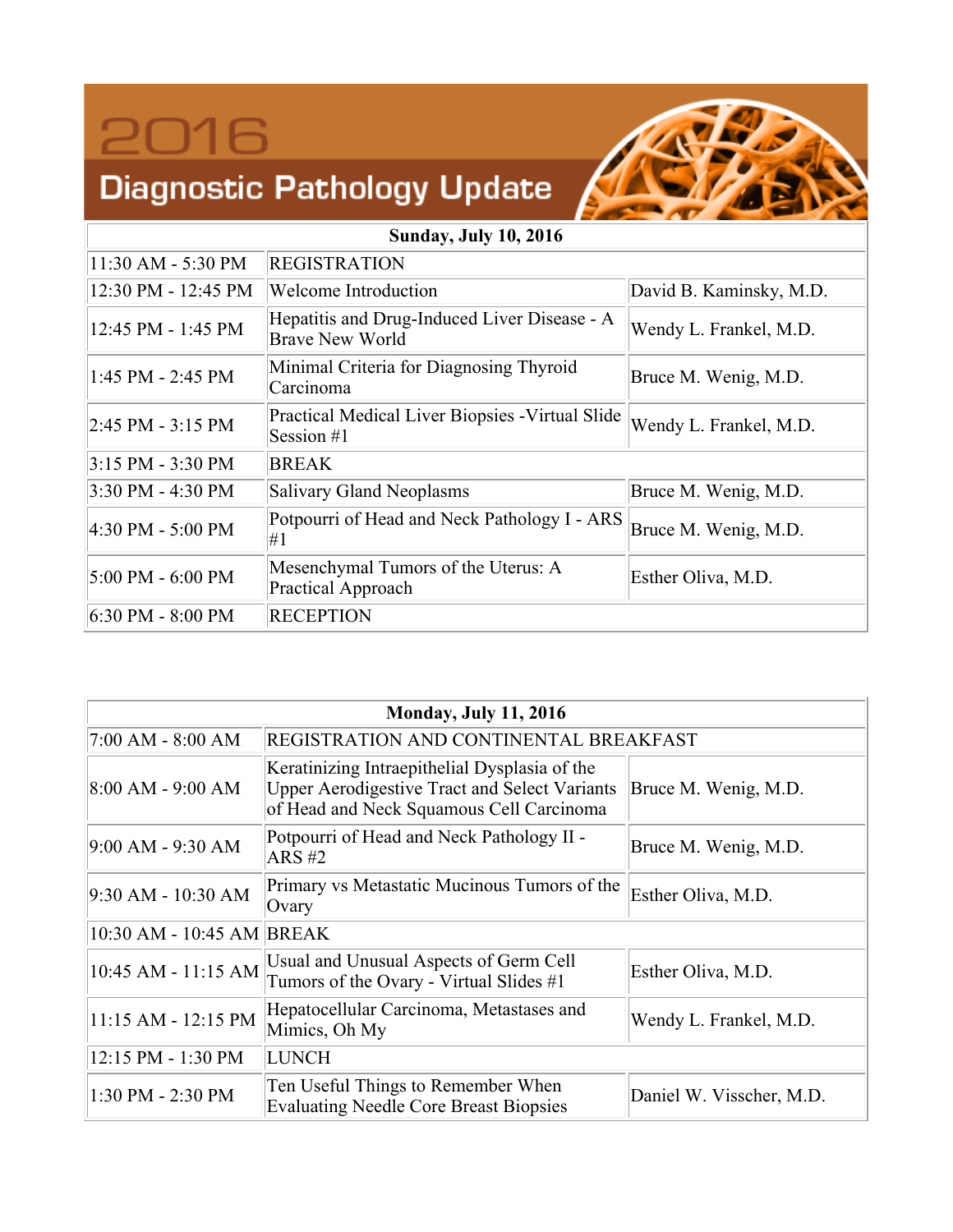# 2016

## Diagnostic Pathology Update

| Sunday, July 10, 2016 | | |
|---|---|---|
| 11:30 AM - 5:30 PM | REGISTRATION | |
| 12:30 PM - 12:45 PM | Welcome Introduction | David B. Kaminsky, M.D. |
| 12:45 PM - 1:45 PM | Hepatitis and Drug-Induced Liver Disease - A Brave New World | Wendy L. Frankel, M.D. |
| 1:45 PM - 2:45 PM | Minimal Criteria for Diagnosing Thyroid Carcinoma | Bruce M. Wenig, M.D. |
| 2:45 PM - 3:15 PM | Practical Medical Liver Biopsies -Virtual Slide Session #1 | Wendy L. Frankel, M.D. |
| 3:15 PM - 3:30 PM | BREAK | |
| 3:30 PM - 4:30 PM | Salivary Gland Neoplasms | Bruce M. Wenig, M.D. |
| 4:30 PM - 5:00 PM | Potpourri of Head and Neck Pathology I - ARS #1 | Bruce M. Wenig, M.D. |
| 5:00 PM - 6:00 PM | Mesenchymal Tumors of the Uterus: A Practical Approach | Esther Oliva, M.D. |
| 6:30 PM - 8:00 PM | RECEPTION | |

| Monday, July 11, 2016 | | |
|---|---|---|
| 7:00 AM - 8:00 AM | REGISTRATION AND CONTINENTAL BREAKFAST | |
| 8:00 AM - 9:00 AM | Keratinizing Intraepithelial Dysplasia of the Upper Aerodigestive Tract and Select Variants of Head and Neck Squamous Cell Carcinoma | Bruce M. Wenig, M.D. |
| 9:00 AM - 9:30 AM | Potpourri of Head and Neck Pathology II - ARS #2 | Bruce M. Wenig, M.D. |
| 9:30 AM - 10:30 AM | Primary vs Metastatic Mucinous Tumors of the Ovary | Esther Oliva, M.D. |
| 10:30 AM - 10:45 AM | BREAK | |
| 10:45 AM - 11:15 AM | Usual and Unusual Aspects of Germ Cell Tumors of the Ovary - Virtual Slides #1 | Esther Oliva, M.D. |
| 11:15 AM - 12:15 PM | Hepatocellular Carcinoma, Metastases and Mimics, Oh My | Wendy L. Frankel, M.D. |
| 12:15 PM - 1:30 PM | LUNCH | |
| 1:30 PM - 2:30 PM | Ten Useful Things to Remember When Evaluating Needle Core Breast Biopsies | Daniel W. Visscher, M.D. |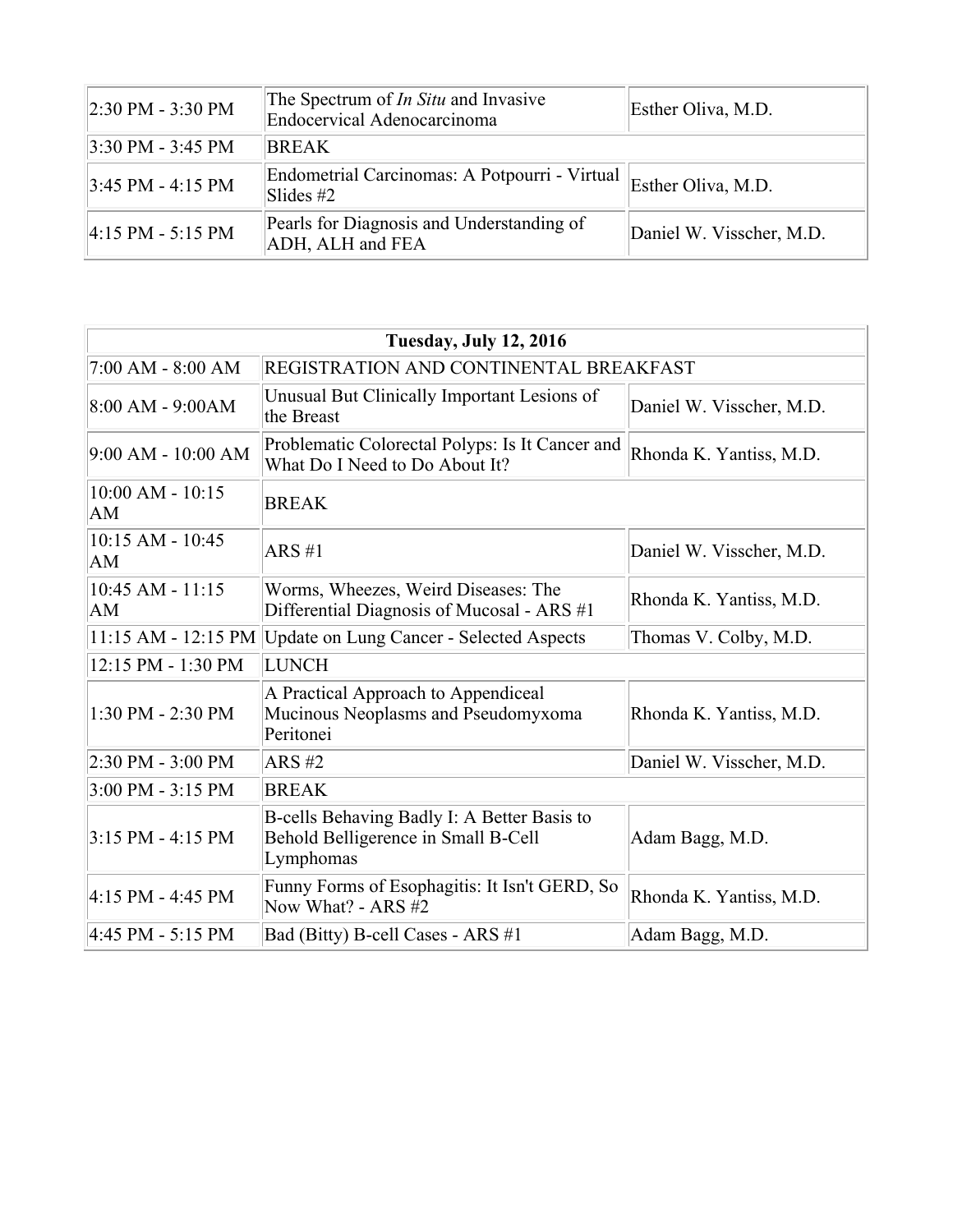| | | |
|---|---|---|
| 2:30 PM - 3:30 PM | The Spectrum of *In Situ* and Invasive Endocervical Adenocarcinoma | Esther Oliva, M.D. |
| 3:30 PM - 3:45 PM | BREAK | |
| 3:45 PM - 4:15 PM | Endometrial Carcinomas: A Potpourri - Virtual Slides #2 | Esther Oliva, M.D. |
| 4:15 PM - 5:15 PM | Pearls for Diagnosis and Understanding of ADH, ALH and FEA | Daniel W. Visscher, M.D. |

| **Tuesday, July 12, 2016** | | |
|---|---|---|
| 7:00 AM - 8:00 AM | REGISTRATION AND CONTINENTAL BREAKFAST | |
| 8:00 AM - 9:00AM | Unusual But Clinically Important Lesions of the Breast | Daniel W. Visscher, M.D. |
| 9:00 AM - 10:00 AM | Problematic Colorectal Polyps: Is It Cancer and What Do I Need to Do About It? | Rhonda K. Yantiss, M.D. |
| 10:00 AM - 10:15 AM | BREAK | |
| 10:15 AM - 10:45 AM | ARS #1 | Daniel W. Visscher, M.D. |
| 10:45 AM - 11:15 AM | Worms, Wheezes, Weird Diseases: The Differential Diagnosis of Mucosal - ARS #1 | Rhonda K. Yantiss, M.D. |
| 11:15 AM - 12:15 PM | Update on Lung Cancer - Selected Aspects | Thomas V. Colby, M.D. |
| 12:15 PM - 1:30 PM | LUNCH | |
| 1:30 PM - 2:30 PM | A Practical Approach to Appendiceal Mucinous Neoplasms and Pseudomyxoma Peritonei | Rhonda K. Yantiss, M.D. |
| 2:30 PM - 3:00 PM | ARS #2 | Daniel W. Visscher, M.D. |
| 3:00 PM - 3:15 PM | BREAK | |
| 3:15 PM - 4:15 PM | B-cells Behaving Badly I: A Better Basis to Behold Belligerence in Small B-Cell Lymphomas | Adam Bagg, M.D. |
| 4:15 PM - 4:45 PM | Funny Forms of Esophagitis: It Isn't GERD, So Now What? - ARS #2 | Rhonda K. Yantiss, M.D. |
| 4:45 PM - 5:15 PM | Bad (Bitty) B-cell Cases - ARS #1 | Adam Bagg, M.D. |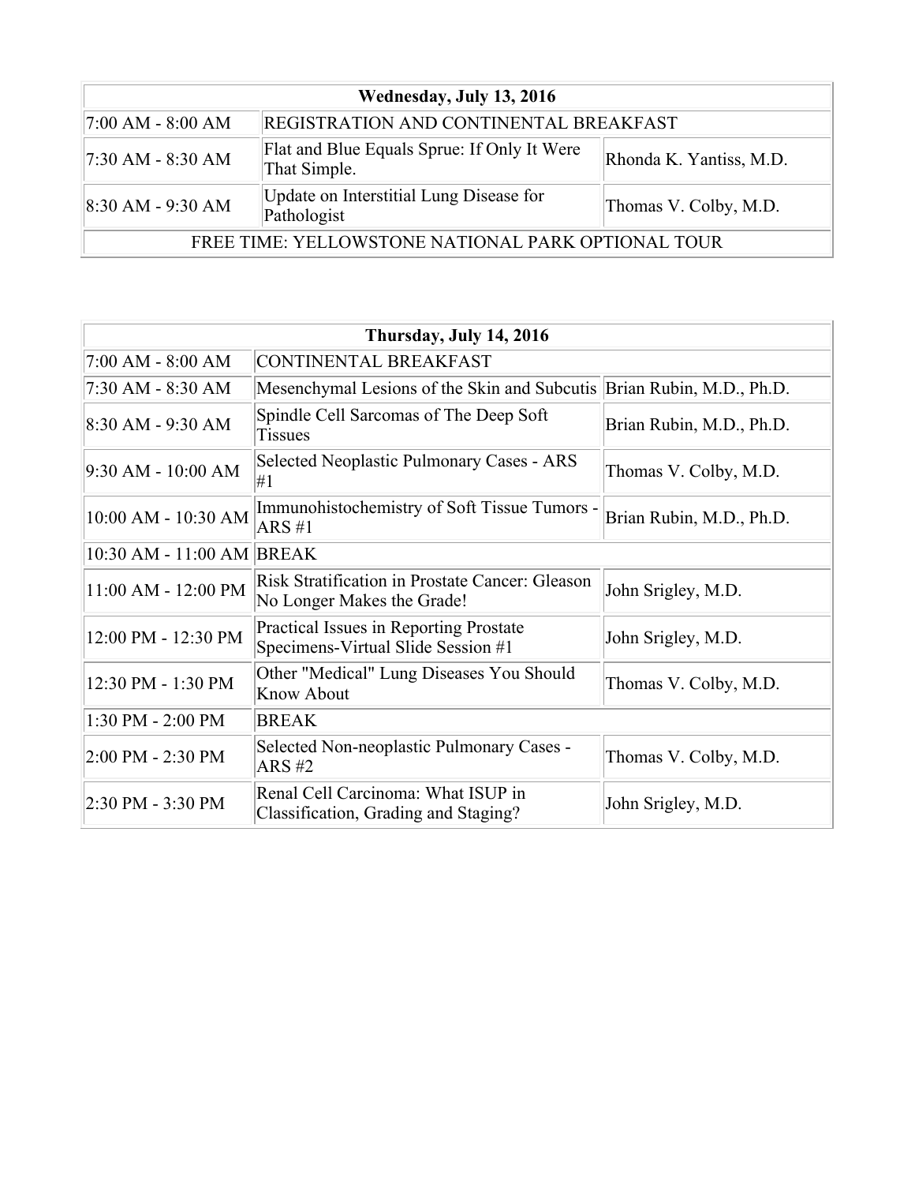| Wednesday, July 13, 2016 | | |
|---|---|---|
| 7:00 AM - 8:00 AM | REGISTRATION AND CONTINENTAL BREAKFAST | |
| 7:30 AM - 8:30 AM | Flat and Blue Equals Sprue: If Only It Were That Simple. | Rhonda K. Yantiss, M.D. |
| 8:30 AM - 9:30 AM | Update on Interstitial Lung Disease for Pathologist | Thomas V. Colby, M.D. |
| FREE TIME: YELLOWSTONE NATIONAL PARK OPTIONAL TOUR | | |

| Thursday, July 14, 2016 | | |
|---|---|---|
| 7:00 AM - 8:00 AM | CONTINENTAL BREAKFAST | |
| 7:30 AM - 8:30 AM | Mesenchymal Lesions of the Skin and Subcutis | Brian Rubin, M.D., Ph.D. |
| 8:30 AM - 9:30 AM | Spindle Cell Sarcomas of The Deep Soft Tissues | Brian Rubin, M.D., Ph.D. |
| 9:30 AM - 10:00 AM | Selected Neoplastic Pulmonary Cases - ARS #1 | Thomas V. Colby, M.D. |
| 10:00 AM - 10:30 AM | Immunohistochemistry of Soft Tissue Tumors - ARS #1 | Brian Rubin, M.D., Ph.D. |
| 10:30 AM - 11:00 AM | BREAK | |
| 11:00 AM - 12:00 PM | Risk Stratification in Prostate Cancer: Gleason No Longer Makes the Grade! | John Srigley, M.D. |
| 12:00 PM - 12:30 PM | Practical Issues in Reporting Prostate Specimens-Virtual Slide Session #1 | John Srigley, M.D. |
| 12:30 PM - 1:30 PM | Other "Medical" Lung Diseases You Should Know About | Thomas V. Colby, M.D. |
| 1:30 PM - 2:00 PM | BREAK | |
| 2:00 PM - 2:30 PM | Selected Non-neoplastic Pulmonary Cases - ARS #2 | Thomas V. Colby, M.D. |
| 2:30 PM - 3:30 PM | Renal Cell Carcinoma: What ISUP in Classification, Grading and Staging? | John Srigley, M.D. |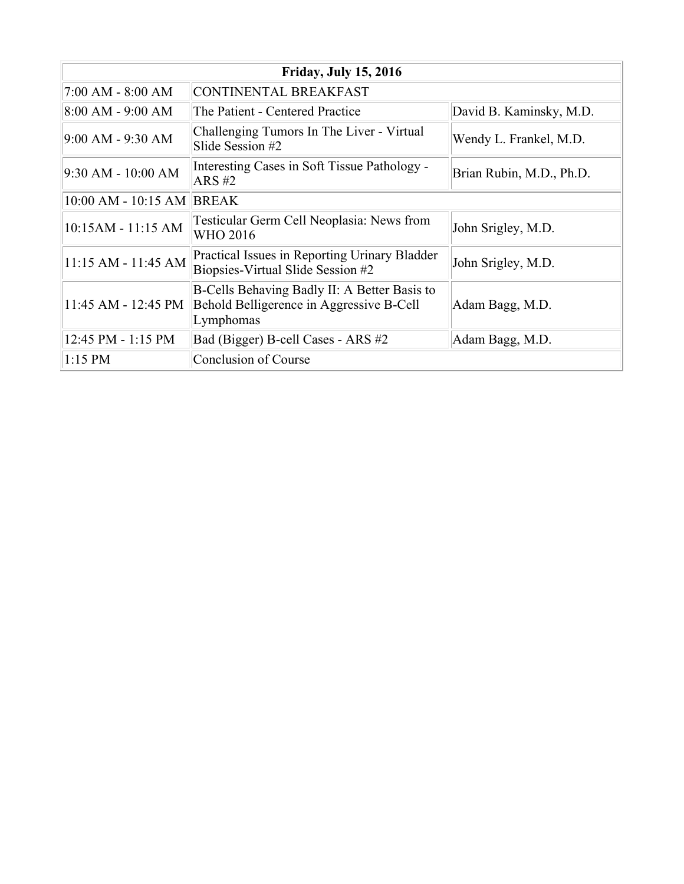| Friday, July 15, 2016 | | |
|---|---|---|
| 7:00 AM - 8:00 AM | CONTINENTAL BREAKFAST | |
| 8:00 AM - 9:00 AM | The Patient - Centered Practice | David B. Kaminsky, M.D. |
| 9:00 AM - 9:30 AM | Challenging Tumors In The Liver - Virtual Slide Session #2 | Wendy L. Frankel, M.D. |
| 9:30 AM - 10:00 AM | Interesting Cases in Soft Tissue Pathology - ARS #2 | Brian Rubin, M.D., Ph.D. |
| 10:00 AM - 10:15 AM | BREAK | |
| 10:15AM - 11:15 AM | Testicular Germ Cell Neoplasia: News from WHO 2016 | John Srigley, M.D. |
| 11:15 AM - 11:45 AM | Practical Issues in Reporting Urinary Bladder Biopsies-Virtual Slide Session #2 | John Srigley, M.D. |
| 11:45 AM - 12:45 PM | B-Cells Behaving Badly II: A Better Basis to Behold Belligerence in Aggressive B-Cell Lymphomas | Adam Bagg, M.D. |
| 12:45 PM - 1:15 PM | Bad (Bigger) B-cell Cases - ARS #2 | Adam Bagg, M.D. |
| 1:15 PM | Conclusion of Course | |